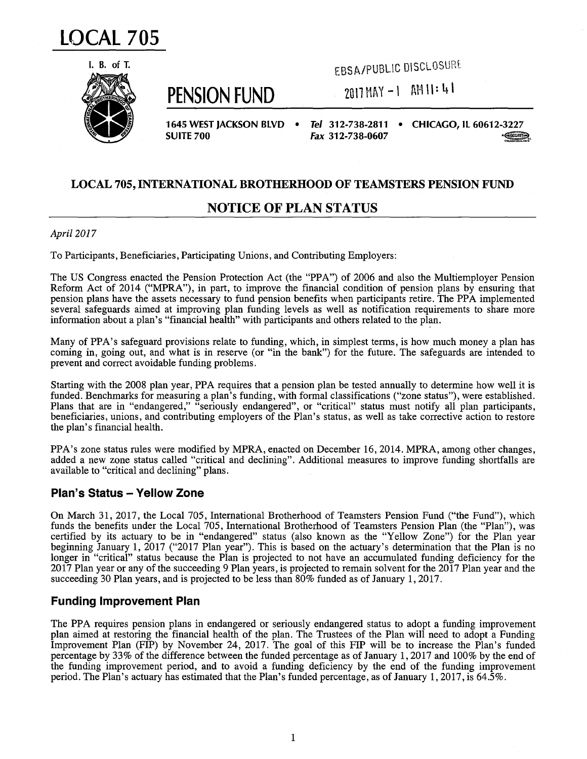# LOCAL 705

I. B. of T.

EBSA/PUBLIC DISCLOSURE

2017 MAY -1 AM 11:41

## PENSION FUND

1645 WEST JACKSON BLVD • SUITE 700 • Tel 312-738-2811 • Fax 312-738-0607 • CHICAGO, IL 60612-3227

## LOCAL 705, INTERNATIONAL BROTHERHOOD OF TEAMSTERS PENSION FUND

## NOTICE OF PLAN STATUS

*April 2017*

To Participants, Beneficiaries, Participating Unions, and Contributing Employers:

The US Congress enacted the Pension Protection Act (the "PPA") of 2006 and also the Multiemployer Pension Reform Act of 2014 ("MPRA"), in part, to improve the financial condition of pension plans by ensuring that pension plans have the assets necessary to fund pension benefits when participants retire. The PPA implemented several safeguards aimed at improving plan funding levels as well as notification requirements to share more information about a plan's "financial health" with participants and others related to the plan.

Many of PPA's safeguard provisions relate to funding, which, in simplest terms, is how much money a plan has coming in, going out, and what is in reserve (or "in the bank") for the future. The safeguards are intended to prevent and correct avoidable funding problems.

Starting with the 2008 plan year, PPA requires that a pension plan be tested annually to determine how well it is funded. Benchmarks for measuring a plan's funding, with formal classifications ("zone status"), were established. Plans that are in "endangered," "seriously endangered", or "critical" status must notify all plan participants, beneficiaries, unions, and contributing employers of the Plan's status, as well as take corrective action to restore the plan's financial health.

PPA's zone status rules were modified by MPRA, enacted on December 16, 2014. MPRA, among other changes, added a new zone status called "critical and declining". Additional measures to improve funding shortfalls are available to "critical and declining" plans.

### Plan's Status – Yellow Zone

On March 31, 2017, the Local 705, International Brotherhood of Teamsters Pension Fund ("the Fund"), which funds the benefits under the Local 705, International Brotherhood of Teamsters Pension Plan (the "Plan"), was certified by its actuary to be in "endangered" status (also known as the "Yellow Zone") for the Plan year beginning January 1, 2017 ("2017 Plan year"). This is based on the actuary's determination that the Plan is no longer in "critical" status because the Plan is projected to not have an accumulated funding deficiency for the 2017 Plan year or any of the succeeding 9 Plan years, is projected to remain solvent for the 2017 Plan year and the succeeding 30 Plan years, and is projected to be less than 80% funded as of January 1, 2017.

### Funding Improvement Plan

The PPA requires pension plans in endangered or seriously endangered status to adopt a funding improvement plan aimed at restoring the financial health of the plan. The Trustees of the Plan will need to adopt a Funding Improvement Plan (FIP) by November 24, 2017. The goal of this FIP will be to increase the Plan's funded percentage by 33% of the difference between the funded percentage as of January 1, 2017 and 100% by the end of the funding improvement period, and to avoid a funding deficiency by the end of the funding improvement period. The Plan's actuary has estimated that the Plan's funded percentage, as of January 1, 2017, is 64.5%.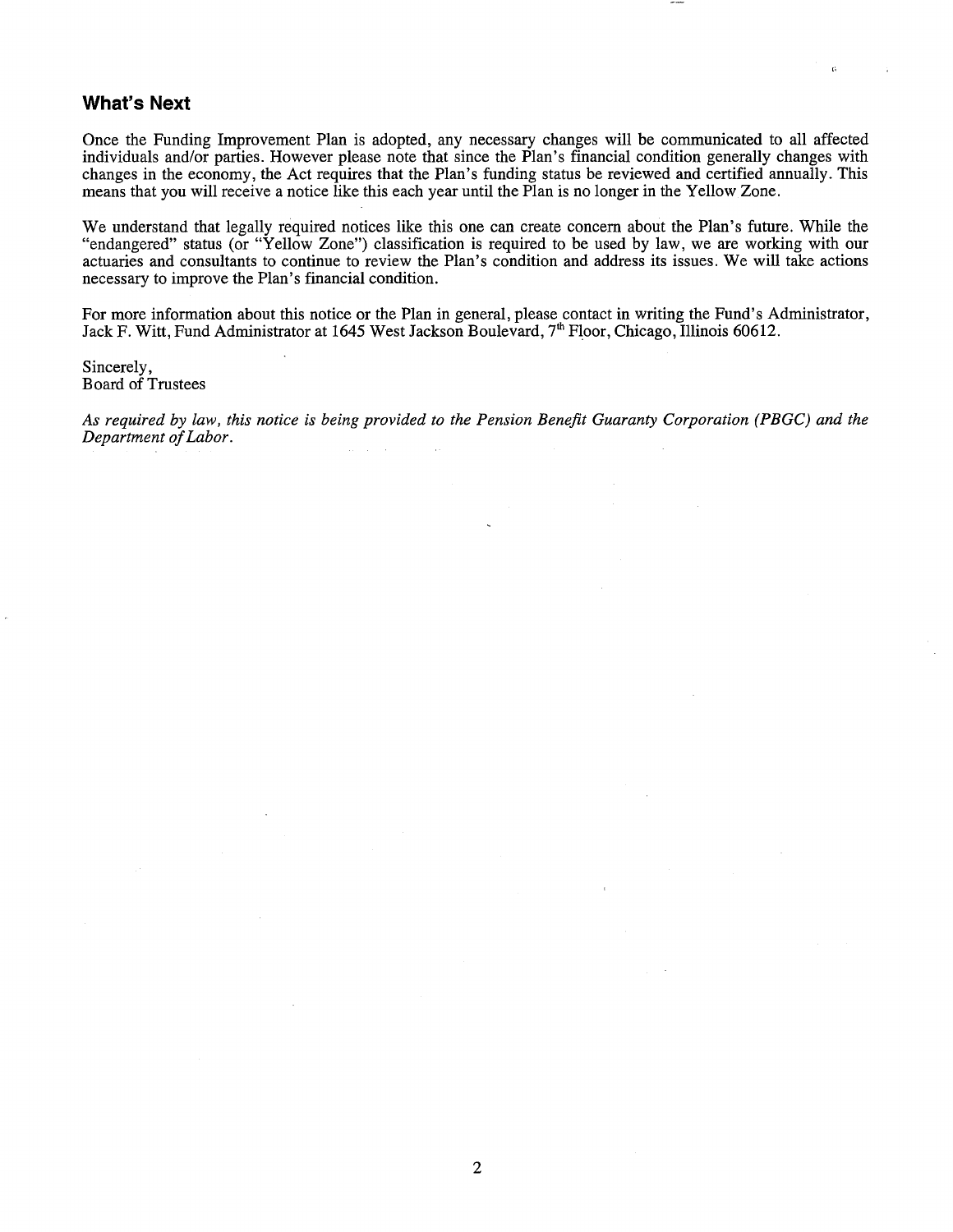## What's Next

Once the Funding Improvement Plan is adopted, any necessary changes will be communicated to all affected individuals and/or parties. However please note that since the Plan's financial condition generally changes with changes in the economy, the Act requires that the Plan's funding status be reviewed and certified annually. This means that you will receive a notice like this each year until the Plan is no longer in the Yellow Zone.

We understand that legally required notices like this one can create concern about the Plan's future. While the "endangered" status (or "Yellow Zone") classification is required to be used by law, we are working with our actuaries and consultants to continue to review the Plan's condition and address its issues. We will take actions necessary to improve the Plan's financial condition.

For more information about this notice or the Plan in general, please contact in writing the Fund's Administrator, Jack F. Witt, Fund Administrator at 1645 West Jackson Boulevard, 7th Floor, Chicago, Illinois 60612.

Sincerely,
Board of Trustees

*As required by law, this notice is being provided to the Pension Benefit Guaranty Corporation (PBGC) and the Department of Labor.*